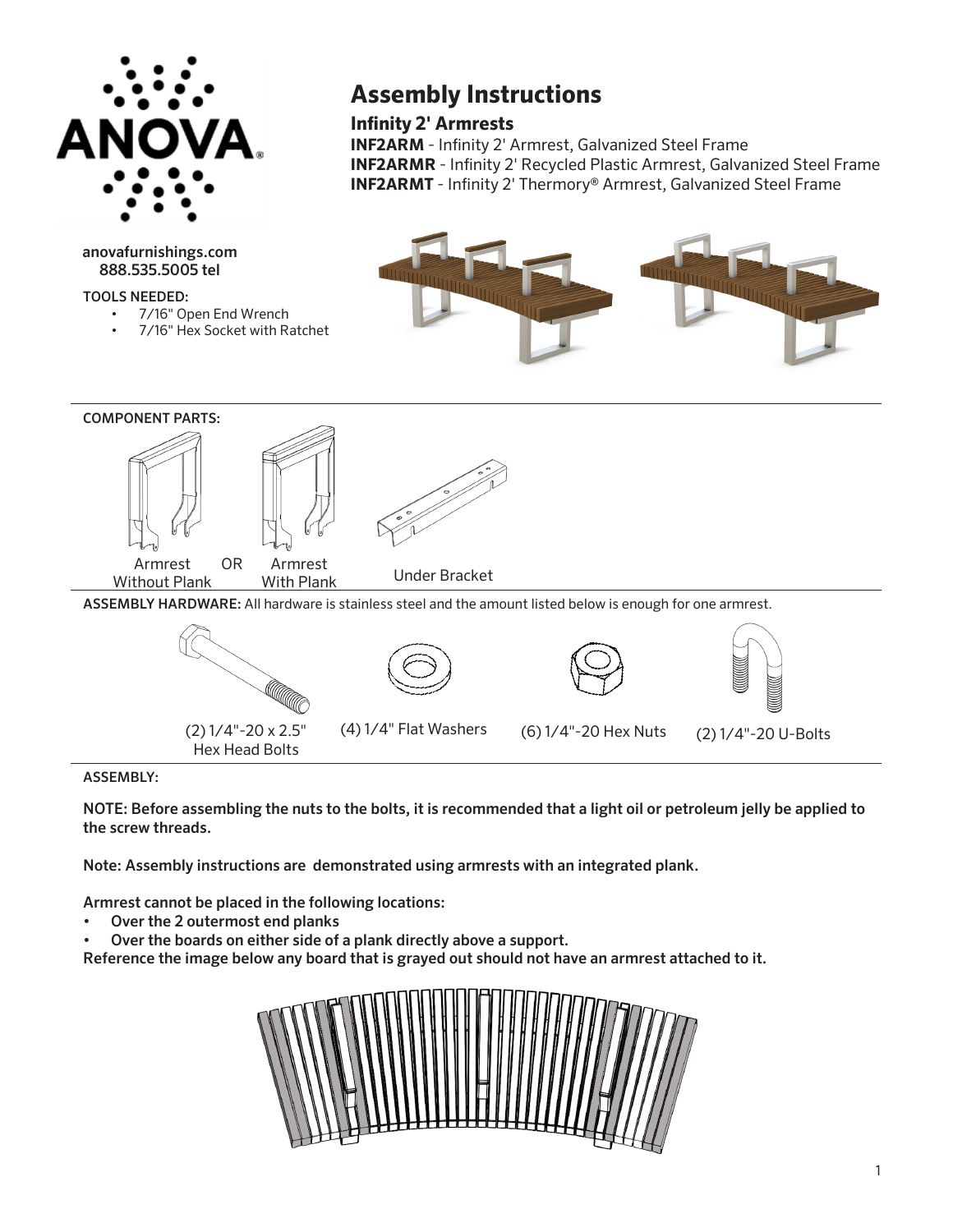ANOVA®

anovafurnishings.com
888.535.5005 tel

# Assembly Instructions

## Infinity 2' Armrests

**INF2ARM** - Infinity 2' Armrest, Galvanized Steel Frame
**INF2ARMR** - Infinity 2' Recycled Plastic Armrest, Galvanized Steel Frame
**INF2ARMT** - Infinity 2' Thermory® Armrest, Galvanized Steel Frame

TOOLS NEEDED:

- 7/16" Open End Wrench
- 7/16" Hex Socket with Ratchet

COMPONENT PARTS:

Armrest Without Plank OR Armrest With Plank

Under Bracket

ASSEMBLY HARDWARE: All hardware is stainless steel and the amount listed below is enough for one armrest.

(2) 1/4"-20 x 2.5" Hex Head Bolts

(4) 1/4" Flat Washers

(6) 1/4"-20 Hex Nuts

(2) 1/4"-20 U-Bolts

ASSEMBLY:

**NOTE: Before assembling the nuts to the bolts, it is recommended that a light oil or petroleum jelly be applied to the screw threads.**

**Note: Assembly instructions are demonstrated using armrests with an integrated plank.**

**Armrest cannot be placed in the following locations:**

- **Over the 2 outermost end planks**
- **Over the boards on either side of a plank directly above a support.**

**Reference the image below any board that is grayed out should not have an armrest attached to it.**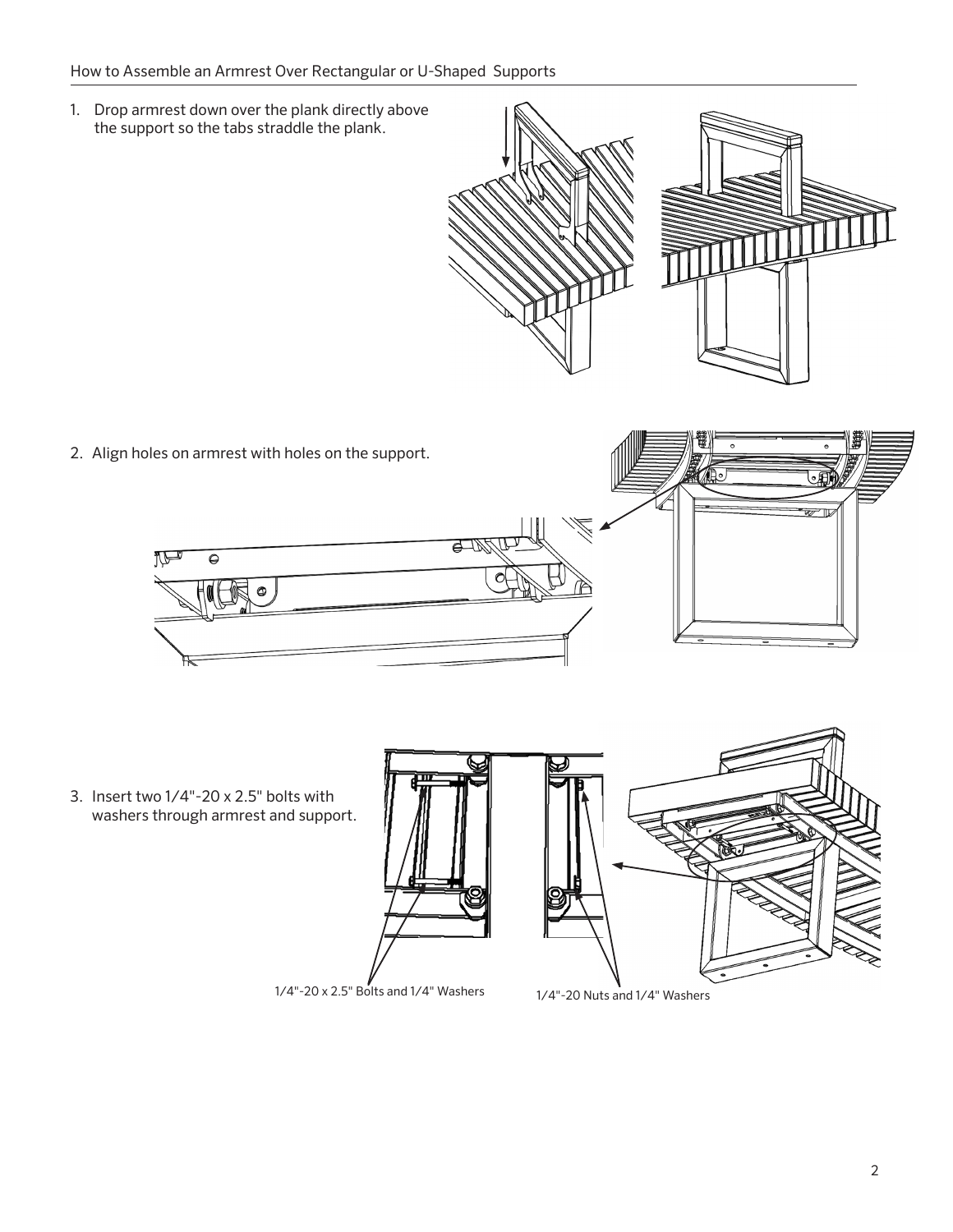## How to Assemble an Armrest Over Rectangular or U-Shaped Supports

1. Drop armrest down over the plank directly above the support so the tabs straddle the plank.

2. Align holes on armrest with holes on the support.

3. Insert two 1/4"-20 x 2.5" bolts with washers through armrest and support.

1/4"-20 x 2.5" Bolts and 1/4" Washers

1/4"-20 Nuts and 1/4" Washers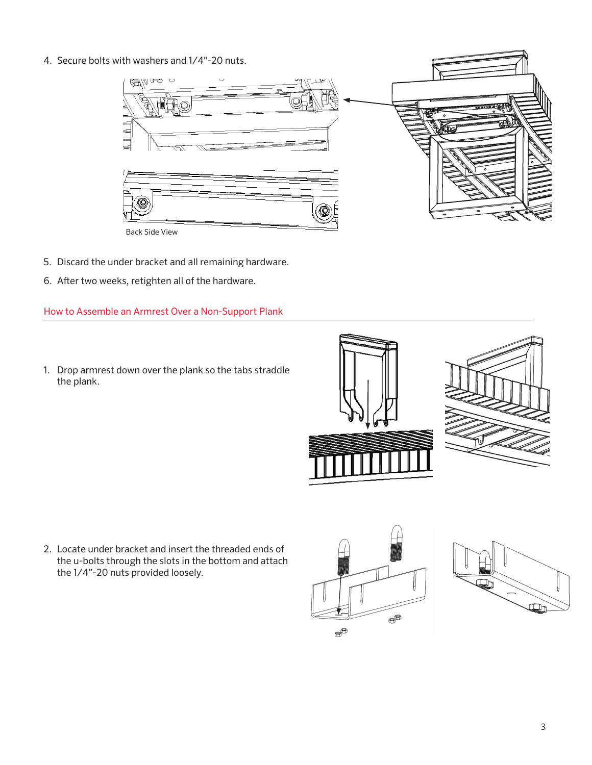4. Secure bolts with washers and 1/4"-20 nuts.

Back Side View

5. Discard the under bracket and all remaining hardware.
6. After two weeks, retighten all of the hardware.

## How to Assemble an Armrest Over a Non-Support Plank

1. Drop armrest down over the plank so the tabs straddle the plank.

2. Locate under bracket and insert the threaded ends of the u-bolts through the slots in the bottom and attach the 1/4”-20 nuts provided loosely.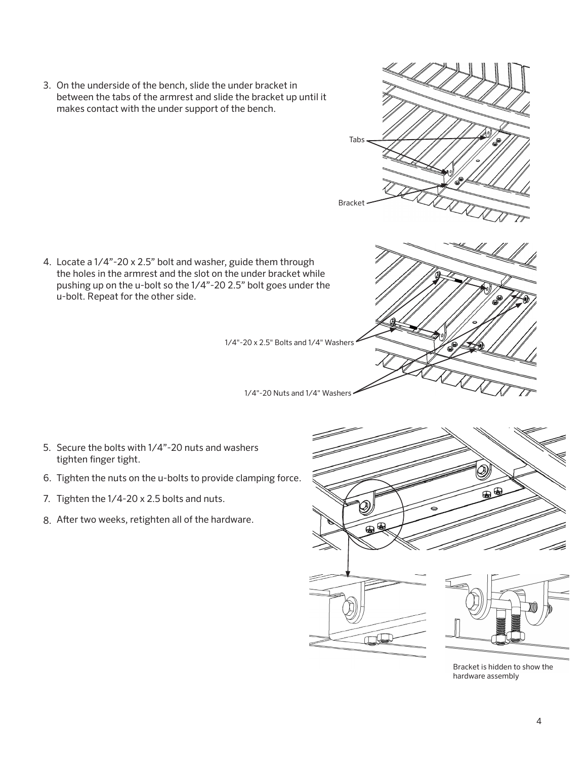3. On the underside of the bench, slide the under bracket in between the tabs of the armrest and slide the bracket up until it makes contact with the under support of the bench.

Tabs

Bracket

4. Locate a 1/4”-20 x 2.5” bolt and washer, guide them through the holes in the armrest and the slot on the under bracket while pushing up on the u-bolt so the 1/4”-20 2.5” bolt goes under the u-bolt. Repeat for the other side.

1/4"-20 x 2.5" Bolts and 1/4" Washers

1/4"-20 Nuts and 1/4" Washers

5. Secure the bolts with 1/4”-20 nuts and washers tighten finger tight.
6. Tighten the nuts on the u-bolts to provide clamping force.
7. Tighten the 1/4-20 x 2.5 bolts and nuts.
8. After two weeks, retighten all of the hardware.

Bracket is hidden to show the hardware assembly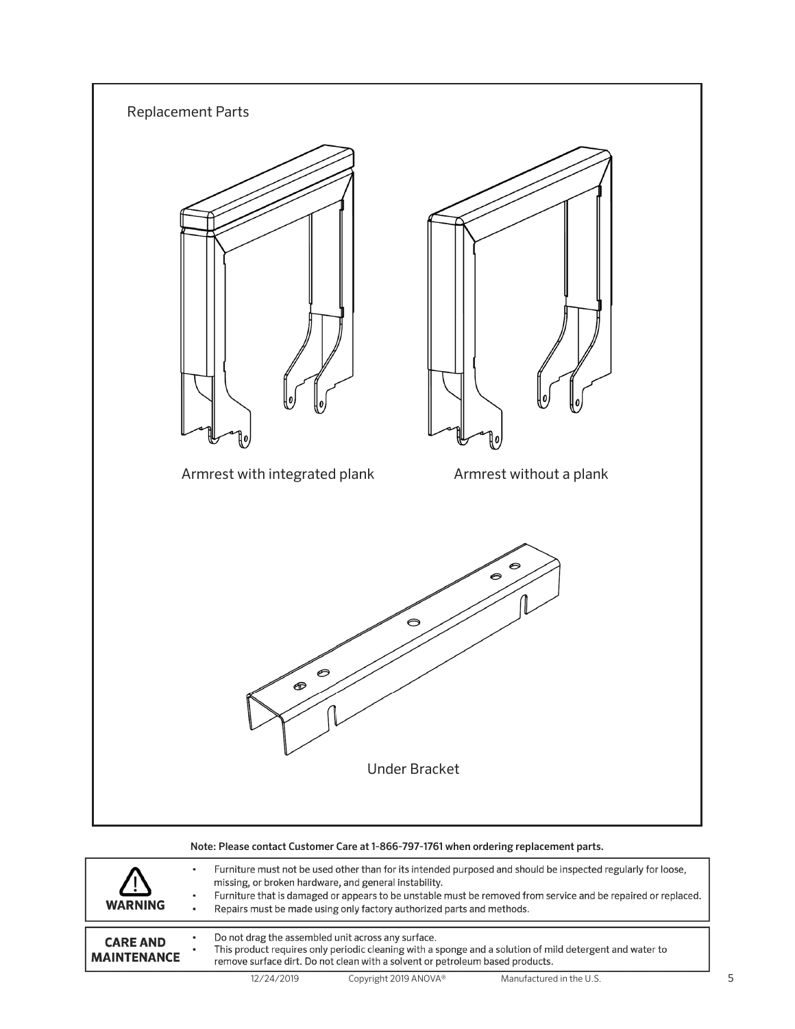## Replacement Parts

Armrest with integrated plank

Armrest without a plank

Under Bracket

**Note: Please contact Customer Care at 1-866-797-1761 when ordering replacement parts.**

| | |
|---|---|
| **WARNING** | • Furniture must not be used other than for its intended purposed and should be inspected regularly for loose, missing, or broken hardware, and general instability.<br>• Furniture that is damaged or appears to be unstable must be removed from service and be repaired or replaced.<br>• Repairs must be made using only factory authorized parts and methods. |

| | |
|---|---|
| **CARE AND MAINTENANCE** | • Do not drag the assembled unit across any surface.<br>• This product requires only periodic cleaning with a sponge and a solution of mild detergent and water to remove surface dirt. Do not clean with a solvent or petroleum based products. |

12/24/2019 Copyright 2019 ANOVA® Manufactured in the U.S.